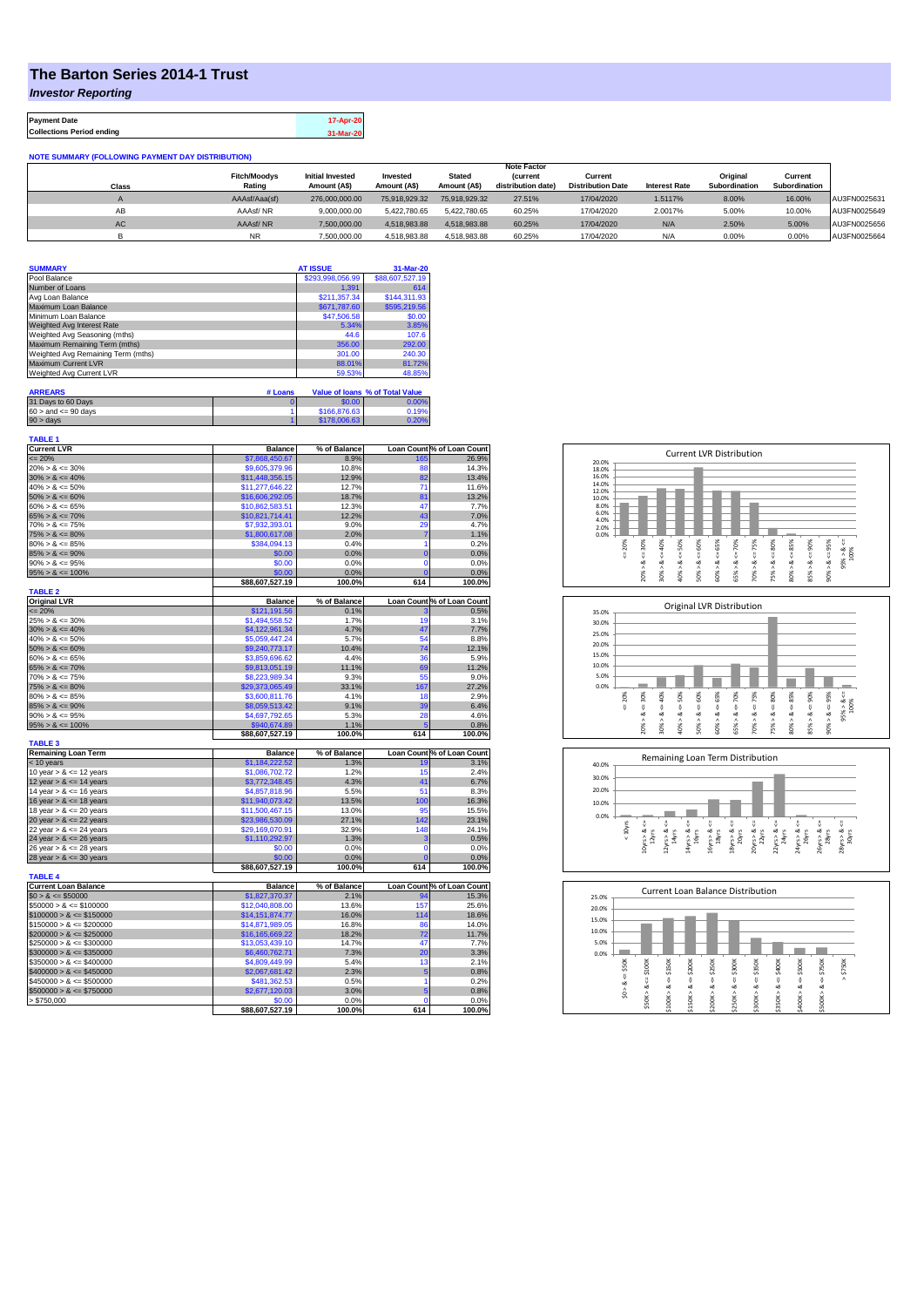# The Barton Series 2014-1 Trust

*Investor Reporting*

| | |
|---|---|
| **Payment Date** | 17-Apr-20 |
| **Collections Period ending** | 31-Mar-20 |

**NOTE SUMMARY (FOLLOWING PAYMENT DAY DISTRIBUTION)**

| Class | Fitch/Moodys Rating | Initial Invested Amount (A$) | Invested Amount (A$) | Stated Amount (A$) | Note Factor (current distribution date) | Current Distribution Date | Interest Rate | Original Subordination | Current Subordination | |
|---|---|---|---|---|---|---|---|---|---|---|
| A | AAAsf/Aaa(sf) | 276,000,000.00 | 75,918,929.32 | 75,918,929.32 | 27.51% | 17/04/2020 | 1.5117% | 8.00% | 16.00% | AU3FN0025631 |
| AB | AAAsf/ NR | 9,000,000.00 | 5,422,780.65 | 5,422,780.65 | 60.25% | 17/04/2020 | 2.0017% | 5.00% | 10.00% | AU3FN0025649 |
| AC | AAAsf/ NR | 7,500,000.00 | 4,518,983.88 | 4,518,983.88 | 60.25% | 17/04/2020 | N/A | 2.50% | 5.00% | AU3FN0025656 |
| B | NR | 7,500,000.00 | 4,518,983.88 | 4,518,983.88 | 60.25% | 17/04/2020 | N/A | 0.00% | 0.00% | AU3FN0025664 |

| SUMMARY | AT ISSUE | 31-Mar-20 |
|---|---|---|
| Pool Balance | $293,998,056.99 | $88,607,527.19 |
| Number of Loans | 1,391 | 614 |
| Avg Loan Balance | $211,357.34 | $144,311.93 |
| Maximum Loan Balance | $671,787.60 | $595,219.56 |
| Minimum Loan Balance | $47,506.58 | $0.00 |
| Weighted Avg Interest Rate | 5.34% | 3.85% |
| Weighted Avg Seasoning (mths) | 44.6 | 107.6 |
| Maximum Remaining Term (mths) | 356.00 | 292.00 |
| Weighted Avg Remaining Term (mths) | 301.00 | 240.30 |
| Maximum Current LVR | 88.01% | 81.72% |
| Weighted Avg Current LVR | 59.53% | 48.85% |

| ARREARS | # Loans | Value of loans | % of Total Value |
|---|---|---|---|
| 31 Days to 60 Days | 0 | $0.00 | 0.00% |
| 60 > and <= 90 days | 1 | $166,876.63 | 0.19% |
| 90 > days | 1 | $178,006.63 | 0.20% |

**TABLE 1**

| Current LVR | Balance | % of Balance | Loan Count | % of Loan Count |
|---|---|---|---|---|
| <= 20% | $7,868,450.67 | 8.9% | 165 | 26.9% |
| 20% > & <= 30% | $9,605,379.96 | 10.8% | 88 | 14.3% |
| 30% > & <= 40% | $11,448,356.15 | 12.9% | 82 | 13.4% |
| 40% > & <= 50% | $11,277,646.22 | 12.7% | 71 | 11.6% |
| 50% > & <= 60% | $16,606,292.05 | 18.7% | 81 | 13.2% |
| 60% > & <= 65% | $10,862,583.51 | 12.3% | 47 | 7.7% |
| 65% > & <= 70% | $10,821,714.41 | 12.2% | 43 | 7.0% |
| 70% > & <= 75% | $7,932,393.01 | 9.0% | 29 | 4.7% |
| 75% > & <= 80% | $1,800,617.08 | 2.0% | 7 | 1.1% |
| 80% > & <= 85% | $384,094.13 | 0.4% | 1 | 0.2% |
| 85% > & <= 90% | $0.00 | 0.0% | 0 | 0.0% |
| 90% > & <= 95% | $0.00 | 0.0% | 0 | 0.0% |
| 95% > & <= 100% | $0.00 | 0.0% | 0 | 0.0% |
| | $88,607,527.19 | 100.0% | 614 | 100.0% |

**TABLE 2**

| Original LVR | Balance | % of Balance | Loan Count | % of Loan Count |
|---|---|---|---|---|
| <= 20% | $121,191.56 | 0.1% | 3 | 0.5% |
| 25% > & <= 30% | $1,494,558.52 | 1.7% | 19 | 3.1% |
| 30% > & <= 40% | $4,122,961.34 | 4.7% | 47 | 7.7% |
| 40% > & <= 50% | $5,059,447.24 | 5.7% | 54 | 8.8% |
| 50% > & <= 60% | $9,240,773.17 | 10.4% | 74 | 12.1% |
| 60% > & <= 65% | $3,859,696.62 | 4.4% | 36 | 5.9% |
| 65% > & <= 70% | $9,813,051.19 | 11.1% | 69 | 11.2% |
| 70% > & <= 75% | $8,223,989.34 | 9.3% | 55 | 9.0% |
| 75% > & <= 80% | $29,373,065.49 | 33.1% | 167 | 27.2% |
| 80% > & <= 85% | $3,600,811.76 | 4.1% | 18 | 2.9% |
| 85% > & <= 90% | $8,059,513.42 | 9.1% | 39 | 6.4% |
| 90% > & <= 95% | $4,697,792.65 | 5.3% | 28 | 4.6% |
| 95% > & <= 100% | $940,674.89 | 1.1% | 5 | 0.8% |
| | $88,607,527.19 | 100.0% | 614 | 100.0% |

**TABLE 3**

| Remaining Loan Term | Balance | % of Balance | Loan Count | % of Loan Count |
|---|---|---|---|---|
| < 10 years | $1,184,222.52 | 1.3% | 19 | 3.1% |
| 10 year > & <= 12 years | $1,086,702.72 | 1.2% | 15 | 2.4% |
| 12 year > & <= 14 years | $3,772,348.45 | 4.3% | 41 | 6.7% |
| 14 year > & <= 16 years | $4,857,818.96 | 5.5% | 51 | 8.3% |
| 16 year > & <= 18 years | $11,940,073.42 | 13.5% | 100 | 16.3% |
| 18 year > & <= 20 years | $11,500,467.15 | 13.0% | 95 | 15.5% |
| 20 year > & <= 22 years | $23,986,530.09 | 27.1% | 142 | 23.1% |
| 22 year > & <= 24 years | $29,169,070.91 | 32.9% | 148 | 24.1% |
| 24 year > & <= 26 years | $1,110,292.97 | 1.3% | 3 | 0.5% |
| 26 year > & <= 28 years | $0.00 | 0.0% | 0 | 0.0% |
| 28 year > & <= 30 years | $0.00 | 0.0% | 0 | 0.0% |
| | $88,607,527.19 | 100.0% | 614 | 100.0% |

**TABLE 4**

| Current Loan Balance | Balance | % of Balance | Loan Count | % of Loan Count |
|---|---|---|---|---|
| $0 > & <= $50000 | $1,827,370.37 | 2.1% | 94 | 15.3% |
| $50000 > & <= $100000 | $12,040,808.00 | 13.6% | 157 | 25.6% |
| $100000 > & <= $150000 | $14,151,874.77 | 16.0% | 114 | 18.6% |
| $150000 > & <= $200000 | $14,871,989.05 | 16.8% | 86 | 14.0% |
| $200000 > & <= $250000 | $16,165,669.22 | 18.2% | 72 | 11.7% |
| $250000 > & <= $300000 | $13,053,439.10 | 14.7% | 47 | 7.7% |
| $300000 > & <= $350000 | $6,460,762.71 | 7.3% | 20 | 3.3% |
| $350000 > & <= $400000 | $4,809,449.99 | 5.4% | 13 | 2.1% |
| $400000 > & <= $450000 | $2,067,681.42 | 2.3% | 5 | 0.8% |
| $450000 > & <= $500000 | $481,362.53 | 0.5% | 1 | 0.2% |
| $500000 > & <= $750000 | $2,677,120.03 | 3.0% | 5 | 0.8% |
| > $750,000 | $0.00 | 0.0% | 0 | 0.0% |
| | $88,607,527.19 | 100.0% | 614 | 100.0% |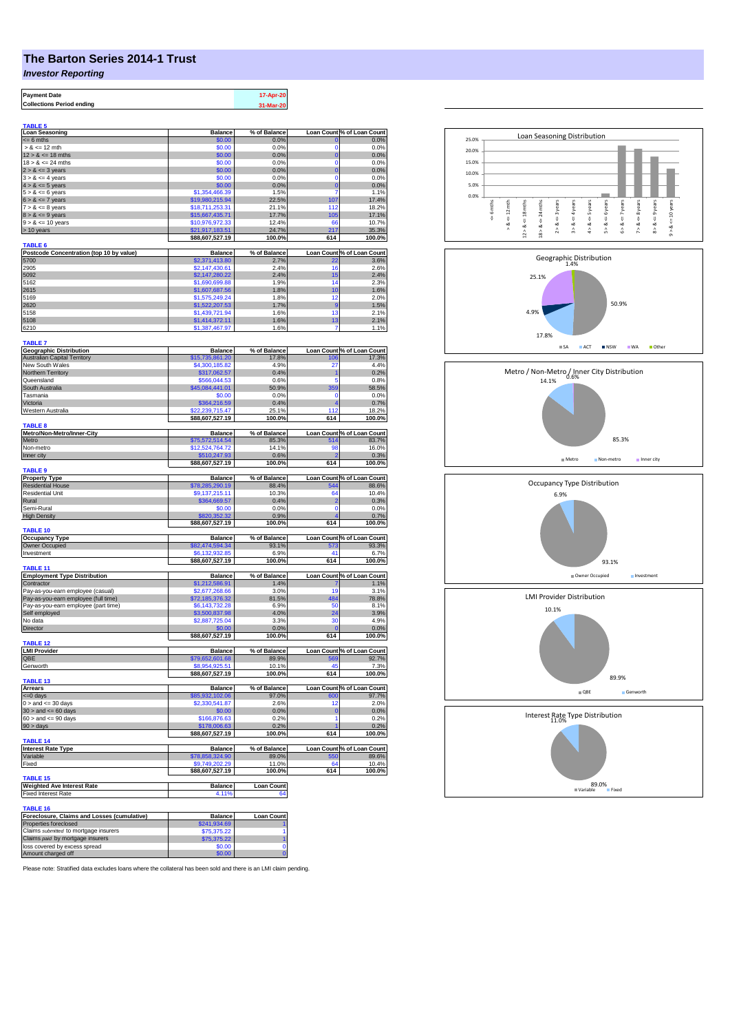# The Barton Series 2014-1 Trust

*Investor Reporting*

| | |
|---|---|
| **Payment Date** | 17-Apr-20 |
| **Collections Period ending** | 31-Mar-20 |

**TABLE 5**

| Loan Seasoning | Balance | % of Balance | Loan Count | % of Loan Count |
|---|---|---|---|---|
| <= 6 mths | $0.00 | 0.0% | 0 | 0.0% |
| > & <= 12 mth | $0.00 | 0.0% | 0 | 0.0% |
| 12 > & <= 18 mths | $0.00 | 0.0% | 0 | 0.0% |
| 18 > & <= 24 mths | $0.00 | 0.0% | 0 | 0.0% |
| 2 > & <= 3 years | $0.00 | 0.0% | 0 | 0.0% |
| 3 > & <= 4 years | $0.00 | 0.0% | 0 | 0.0% |
| 4 > & <= 5 years | $0.00 | 0.0% | 0 | 0.0% |
| 5 > & <= 6 years | $1,354,466.39 | 1.5% | 7 | 1.1% |
| 6 > & <= 7 years | $19,980,215.94 | 22.5% | 107 | 17.4% |
| 7 > & <= 8 years | $18,711,253.31 | 21.1% | 112 | 18.2% |
| 8 > & <= 9 years | $15,667,435.71 | 17.7% | 105 | 17.1% |
| 9 > & <= 10 years | $10,976,972.33 | 12.4% | 66 | 10.7% |
| > 10 years | $21,917,183.51 | 24.7% | 217 | 35.3% |
| | $88,607,527.19 | 100.0% | 614 | 100.0% |

**TABLE 6**

| Postcode Concentration (top 10 by value) | Balance | % of Balance | Loan Count | % of Loan Count |
|---|---|---|---|---|
| 5700 | $2,371,413.80 | 2.7% | 22 | 3.6% |
| 2905 | $2,147,430.61 | 2.4% | 16 | 2.6% |
| 5092 | $2,147,280.22 | 2.4% | 15 | 2.4% |
| 5162 | $1,690,699.88 | 1.9% | 14 | 2.3% |
| 2615 | $1,607,687.56 | 1.8% | 10 | 1.6% |
| 5169 | $1,575,249.24 | 1.8% | 12 | 2.0% |
| 2620 | $1,522,207.53 | 1.7% | 9 | 1.5% |
| 5158 | $1,439,721.94 | 1.6% | 13 | 2.1% |
| 5108 | $1,414,372.11 | 1.6% | 13 | 2.1% |
| 6210 | $1,387,467.97 | 1.6% | 7 | 1.1% |

**TABLE 7**

| Geographic Distribution | Balance | % of Balance | Loan Count | % of Loan Count |
|---|---|---|---|---|
| Australian Capital Territory | $15,735,861.20 | 17.8% | 106 | 17.3% |
| New South Wales | $4,300,185.82 | 4.9% | 27 | 4.4% |
| Northern Territory | $317,062.57 | 0.4% | 1 | 0.2% |
| Queensland | $566,044.53 | 0.6% | 5 | 0.8% |
| South Australia | $45,084,441.01 | 50.9% | 359 | 58.5% |
| Tasmania | $0.00 | 0.0% | 0 | 0.0% |
| Victoria | $364,216.59 | 0.4% | 4 | 0.7% |
| Western Australia | $22,239,715.47 | 25.1% | 112 | 18.2% |
| | $88,607,527.19 | 100.0% | 614 | 100.0% |

**TABLE 8**

| Metro/Non-Metro/Inner-City | Balance | % of Balance | Loan Count | % of Loan Count |
|---|---|---|---|---|
| Metro | $75,572,514.54 | 85.3% | 514 | 83.7% |
| Non-metro | $12,524,764.72 | 14.1% | 98 | 16.0% |
| Inner city | $510,247.93 | 0.6% | 2 | 0.3% |
| | $88,607,527.19 | 100.0% | 614 | 100.0% |

**TABLE 9**

| Property Type | Balance | % of Balance | Loan Count | % of Loan Count |
|---|---|---|---|---|
| Residential House | $78,285,290.19 | 88.4% | 544 | 88.6% |
| Residential Unit | $9,137,215.11 | 10.3% | 64 | 10.4% |
| Rural | $364,669.57 | 0.4% | 2 | 0.3% |
| Semi-Rural | $0.00 | 0.0% | 0 | 0.0% |
| High Density | $820,352.32 | 0.9% | 4 | 0.7% |
| | $88,607,527.19 | 100.0% | 614 | 100.0% |

**TABLE 10**

| Occupancy Type | Balance | % of Balance | Loan Count | % of Loan Count |
|---|---|---|---|---|
| Owner Occupied | $82,474,594.34 | 93.1% | 573 | 93.3% |
| Investment | $6,132,932.85 | 6.9% | 41 | 6.7% |
| | $88,607,527.19 | 100.0% | 614 | 100.0% |

**TABLE 11**

| Employment Type Distribution | Balance | % of Balance | Loan Count | % of Loan Count |
|---|---|---|---|---|
| Contractor | $1,212,586.91 | 1.4% | 7 | 1.1% |
| Pay-as-you-earn employee (casual) | $2,677,268.66 | 3.0% | 19 | 3.1% |
| Pay-as-you-earn employee (full time) | $72,185,376.32 | 81.5% | 484 | 78.8% |
| Pay-as-you-earn employee (part time) | $6,143,732.28 | 6.9% | 50 | 8.1% |
| Self employed | $3,500,837.98 | 4.0% | 24 | 3.9% |
| No data | $2,887,725.04 | 3.3% | 30 | 4.9% |
| Director | $0.00 | 0.0% | 0 | 0.0% |
| | $88,607,527.19 | 100.0% | 614 | 100.0% |

**TABLE 12**

| LMI Provider | Balance | % of Balance | Loan Count | % of Loan Count |
|---|---|---|---|---|
| QBE | $79,652,601.68 | 89.9% | 569 | 92.7% |
| Genworth | $8,954,925.51 | 10.1% | 45 | 7.3% |
| | $88,607,527.19 | 100.0% | 614 | 100.0% |

**TABLE 13**

| Arrears | Balance | % of Balance | Loan Count | % of Loan Count |
|---|---|---|---|---|
| <=0 days | $85,932,102.06 | 97.0% | 600 | 97.7% |
| 0 > and <= 30 days | $2,330,541.87 | 2.6% | 12 | 2.0% |
| 30 > and <= 60 days | $0.00 | 0.0% | 0 | 0.0% |
| 60 > and <= 90 days | $166,876.63 | 0.2% | 1 | 0.2% |
| 90 > days | $178,006.63 | 0.2% | 1 | 0.2% |
| | $88,607,527.19 | 100.0% | 614 | 100.0% |

**TABLE 14**

| Interest Rate Type | Balance | % of Balance | Loan Count | % of Loan Count |
|---|---|---|---|---|
| Variable | $78,858,324.90 | 89.0% | 550 | 89.6% |
| Fixed | $9,749,202.29 | 11.0% | 64 | 10.4% |
| | $88,607,527.19 | 100.0% | 614 | 100.0% |

**TABLE 15**

| Weighted Ave Interest Rate | Balance | Loan Count |
|---|---|---|
| Fixed Interest Rate | 4.11% | 64 |

**TABLE 16**

| Foreclosure, Claims and Losses (cumulative) | Balance | Loan Count |
|---|---|---|
| Properties foreclosed | $241,934.69 | 1 |
| Claims *submitted* to mortgage insurers | $75,375.22 | 1 |
| Claims *paid* by mortgage insurers | $75,375.22 | 1 |
| loss covered by excess spread | $0.00 | 0 |
| Amount charged off | $0.00 | 0 |

Please note: Stratified data excludes loans where the collateral has been sold and there is an LMI claim pending.

Loan Seasoning Distribution

25.0%
20.0%
15.0%
10.0%
5.0%
0.0%

<= 6 mths
> & <= 12 mth
12 > & <= 18 mths
18 > & <= 24 mths
2 > & <= 3 years
3 > & <= 4 years
4 > & <= 5 years
5 > & <= 6 years
6 > & <= 7 years
7 > & <= 8 years
8 > & <= 9 years
9 > & <= 10 years

Geographic Distribution

1.4%
25.1%
4.9%
17.8%
50.9%

SA ACT NSW WA Other

Metro / Non-Metro / Inner City Distribution

0.6%
14.1%
85.3%

Metro Non-metro Inner city

Occupancy Type Distribution

6.9%
93.1%

Owner Occupied Investment

LMI Provider Distribution

10.1%
89.9%

QBE Genworth

Interest Rate Type Distribution

11.0%
89.0%

Variable Fixed